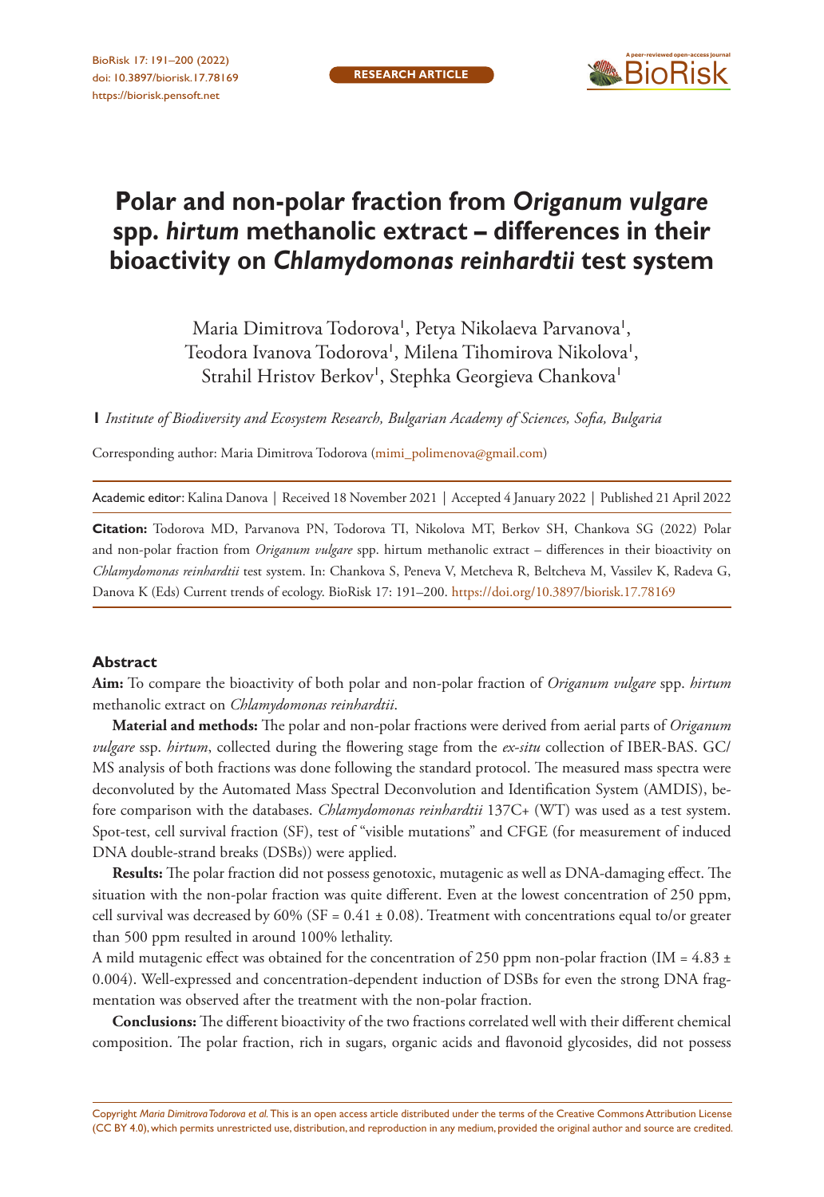# Polar and non-polar fraction from *Origanum vulgare* spp. *hirtum* methanolic extract – differences in their bioactivity on *Chlamydomonas reinhardtii* test system

Maria Dimitrova Todorova[1], Petya Nikolaeva Parvanova[1], Teodora Ivanova Todorova[1], Milena Tihomirova Nikolova[1], Strahil Hristov Berkov[1], Stephka Georgieva Chankova[1]

**1** *Institute of Biodiversity and Ecosystem Research, Bulgarian Academy of Sciences, Sofia, Bulgaria*

Corresponding author: Maria Dimitrova Todorova (mimi_polimenova@gmail.com)

Academic editor: Kalina Danova | Received 18 November 2021 | Accepted 4 January 2022 | Published 21 April 2022

**Citation:** Todorova MD, Parvanova PN, Todorova TI, Nikolova MT, Berkov SH, Chankova SG (2022) Polar and non-polar fraction from *Origanum vulgare* spp. hirtum methanolic extract – differences in their bioactivity on *Chlamydomonas reinhardtii* test system. In: Chankova S, Peneva V, Metcheva R, Beltcheva M, Vassilev K, Radeva G, Danova K (Eds) Current trends of ecology. BioRisk 17: 191–200. https://doi.org/10.3897/biorisk.17.78169

## Abstract

**Aim:** To compare the bioactivity of both polar and non-polar fraction of *Origanum vulgare* spp. *hirtum* methanolic extract on *Chlamydomonas reinhardtii*.

**Material and methods:** The polar and non-polar fractions were derived from aerial parts of *Origanum vulgare* ssp. *hirtum*, collected during the flowering stage from the *ex-situ* collection of IBER-BAS. GC/MS analysis of both fractions was done following the standard protocol. The measured mass spectra were deconvoluted by the Automated Mass Spectral Deconvolution and Identification System (AMDIS), before comparison with the databases. *Chlamydomonas reinhardtii* 137C+ (WT) was used as a test system. Spot-test, cell survival fraction (SF), test of "visible mutations" and CFGE (for measurement of induced DNA double-strand breaks (DSBs)) were applied.

**Results:** The polar fraction did not possess genotoxic, mutagenic as well as DNA-damaging effect. The situation with the non-polar fraction was quite different. Even at the lowest concentration of 250 ppm, cell survival was decreased by 60% (SF = 0.41 ± 0.08). Treatment with concentrations equal to/or greater than 500 ppm resulted in around 100% lethality.

A mild mutagenic effect was obtained for the concentration of 250 ppm non-polar fraction (IM = 4.83 ± 0.004). Well-expressed and concentration-dependent induction of DSBs for even the strong DNA fragmentation was observed after the treatment with the non-polar fraction.

**Conclusions:** The different bioactivity of the two fractions correlated well with their different chemical composition. The polar fraction, rich in sugars, organic acids and flavonoid glycosides, did not possess

Copyright *Maria Dimitrova Todorova et al.* This is an open access article distributed under the terms of the Creative Commons Attribution License (CC BY 4.0), which permits unrestricted use, distribution, and reproduction in any medium, provided the original author and source are credited.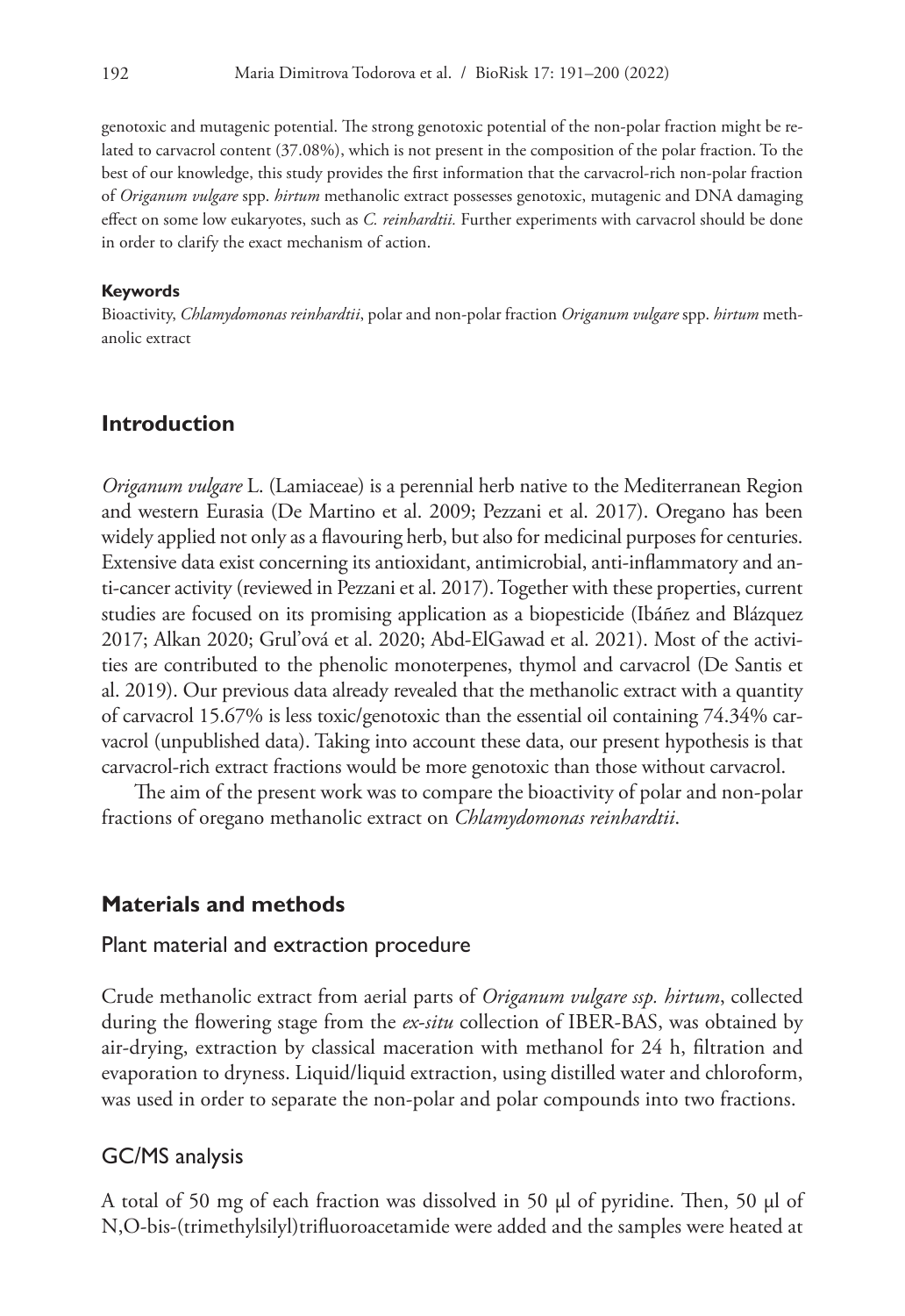genotoxic and mutagenic potential. The strong genotoxic potential of the non-polar fraction might be related to carvacrol content (37.08%), which is not present in the composition of the polar fraction. To the best of our knowledge, this study provides the first information that the carvacrol-rich non-polar fraction of *Origanum vulgare* spp. *hirtum* methanolic extract possesses genotoxic, mutagenic and DNA damaging effect on some low eukaryotes, such as *C. reinhardtii.* Further experiments with carvacrol should be done in order to clarify the exact mechanism of action.

#### Keywords

Bioactivity, *Chlamydomonas reinhardtii*, polar and non-polar fraction *Origanum vulgare* spp. *hirtum* methanolic extract

## Introduction

*Origanum vulgare* L. (Lamiaceae) is a perennial herb native to the Mediterranean Region and western Eurasia (De Martino et al. 2009; Pezzani et al. 2017). Oregano has been widely applied not only as a flavouring herb, but also for medicinal purposes for centuries. Extensive data exist concerning its antioxidant, antimicrobial, anti-inflammatory and anti-cancer activity (reviewed in Pezzani et al. 2017). Together with these properties, current studies are focused on its promising application as a biopesticide (Ibáñez and Blázquez 2017; Alkan 2020; Grul'ová et al. 2020; Abd-ElGawad et al. 2021). Most of the activities are contributed to the phenolic monoterpenes, thymol and carvacrol (De Santis et al. 2019). Our previous data already revealed that the methanolic extract with a quantity of carvacrol 15.67% is less toxic/genotoxic than the essential oil containing 74.34% carvacrol (unpublished data). Taking into account these data, our present hypothesis is that carvacrol-rich extract fractions would be more genotoxic than those without carvacrol.

The aim of the present work was to compare the bioactivity of polar and non-polar fractions of oregano methanolic extract on *Chlamydomonas reinhardtii*.

## Materials and methods

### Plant material and extraction procedure

Crude methanolic extract from aerial parts of *Origanum vulgare ssp. hirtum*, collected during the flowering stage from the *ex-situ* collection of IBER-BAS, was obtained by air-drying, extraction by classical maceration with methanol for 24 h, filtration and evaporation to dryness. Liquid/liquid extraction, using distilled water and chloroform, was used in order to separate the non-polar and polar compounds into two fractions.

### GC/MS analysis

A total of 50 mg of each fraction was dissolved in 50 µl of pyridine. Then, 50 µl of N,O-bis-(trimethylsilyl)trifluoroacetamide were added and the samples were heated at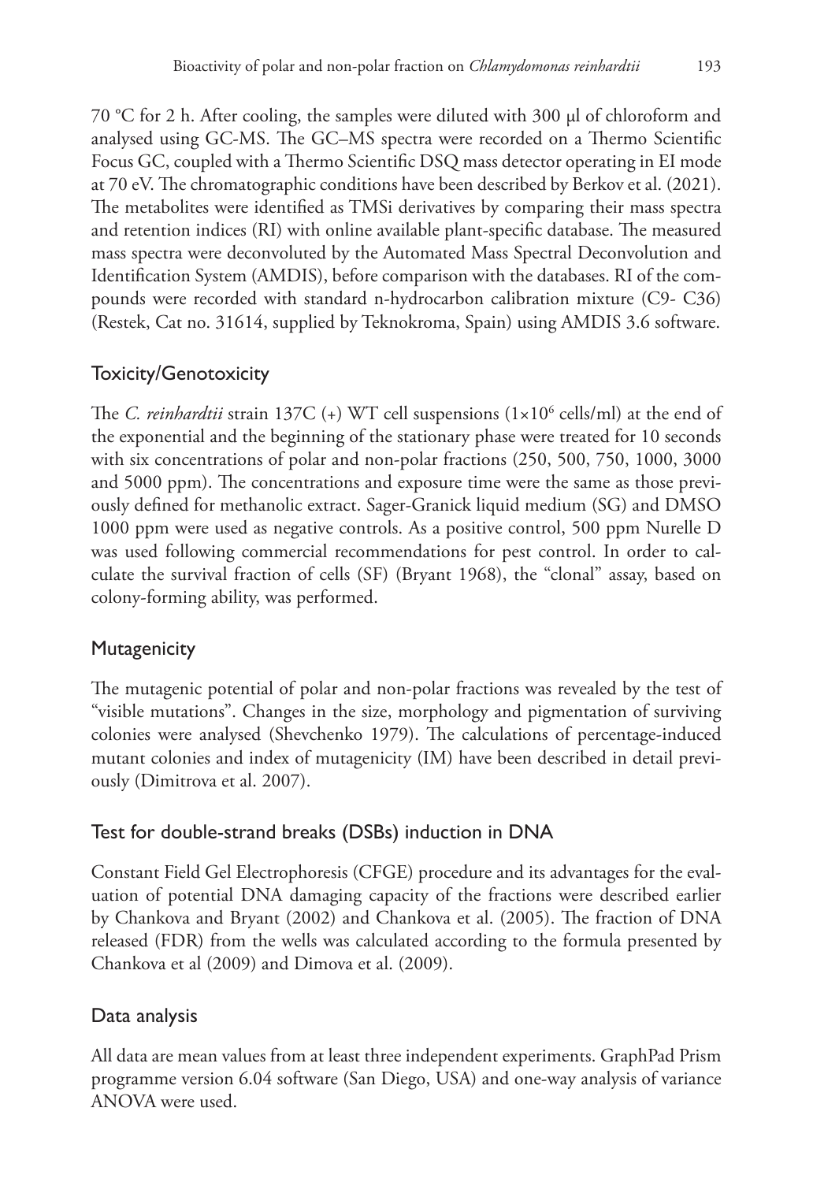70 °C for 2 h. After cooling, the samples were diluted with 300 μl of chloroform and analysed using GC-MS. The GC–MS spectra were recorded on a Thermo Scientific Focus GC, coupled with a Thermo Scientific DSQ mass detector operating in EI mode at 70 eV. The chromatographic conditions have been described by Berkov et al. (2021). The metabolites were identified as TMSi derivatives by comparing their mass spectra and retention indices (RI) with online available plant-specific database. The measured mass spectra were deconvoluted by the Automated Mass Spectral Deconvolution and Identification System (AMDIS), before comparison with the databases. RI of the compounds were recorded with standard n-hydrocarbon calibration mixture (C9- C36) (Restek, Cat no. 31614, supplied by Teknokroma, Spain) using AMDIS 3.6 software.

## Toxicity/Genotoxicity

The *C. reinhardtii* strain 137C (+) WT cell suspensions ($1\times10^6$ cells/ml) at the end of the exponential and the beginning of the stationary phase were treated for 10 seconds with six concentrations of polar and non-polar fractions (250, 500, 750, 1000, 3000 and 5000 ppm). The concentrations and exposure time were the same as those previously defined for methanolic extract. Sager-Granick liquid medium (SG) and DMSO 1000 ppm were used as negative controls. As a positive control, 500 ppm Nurelle D was used following commercial recommendations for pest control. In order to calculate the survival fraction of cells (SF) (Bryant 1968), the "clonal" assay, based on colony-forming ability, was performed.

## Mutagenicity

The mutagenic potential of polar and non-polar fractions was revealed by the test of "visible mutations". Changes in the size, morphology and pigmentation of surviving colonies were analysed (Shevchenko 1979). The calculations of percentage-induced mutant colonies and index of mutagenicity (IM) have been described in detail previously (Dimitrova et al. 2007).

## Test for double-strand breaks (DSBs) induction in DNA

Constant Field Gel Electrophoresis (CFGE) procedure and its advantages for the evaluation of potential DNA damaging capacity of the fractions were described earlier by Chankova and Bryant (2002) and Chankova et al. (2005). The fraction of DNA released (FDR) from the wells was calculated according to the formula presented by Chankova et al (2009) and Dimova et al. (2009).

## Data analysis

All data are mean values from at least three independent experiments. GraphPad Prism programme version 6.04 software (San Diego, USA) and one-way analysis of variance ANOVA were used.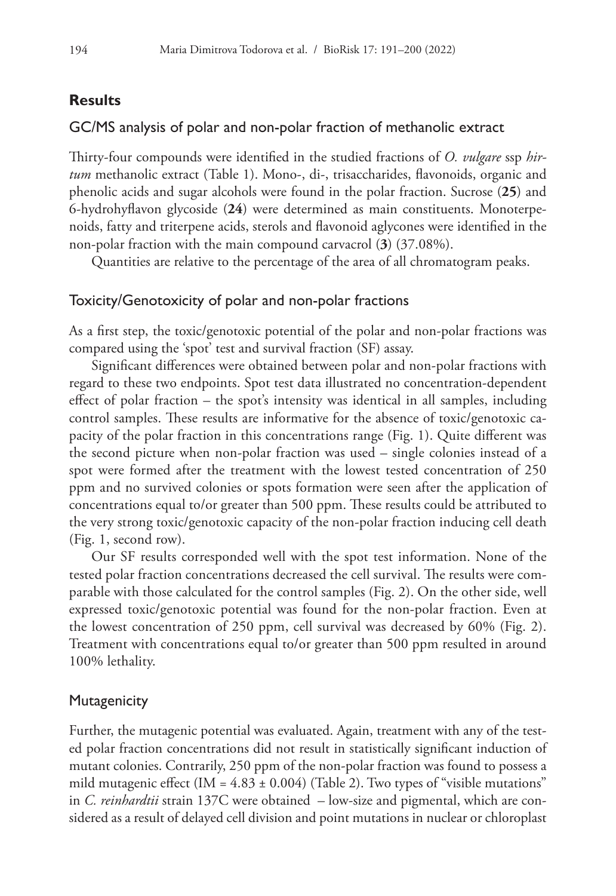## Results

### GC/MS analysis of polar and non-polar fraction of methanolic extract

Thirty-four compounds were identified in the studied fractions of *O. vulgare* ssp *hirtum* methanolic extract (Table 1). Mono-, di-, trisaccharides, flavonoids, organic and phenolic acids and sugar alcohols were found in the polar fraction. Sucrose (**25**) and 6-hydrohyflavon glycoside (**24**) were determined as main constituents. Monoterpenoids, fatty and triterpene acids, sterols and flavonoid aglycones were identified in the non-polar fraction with the main compound carvacrol (**3**) (37.08%).

Quantities are relative to the percentage of the area of all chromatogram peaks.

### Toxicity/Genotoxicity of polar and non-polar fractions

As a first step, the toxic/genotoxic potential of the polar and non-polar fractions was compared using the 'spot' test and survival fraction (SF) assay.

Significant differences were obtained between polar and non-polar fractions with regard to these two endpoints. Spot test data illustrated no concentration-dependent effect of polar fraction – the spot's intensity was identical in all samples, including control samples. These results are informative for the absence of toxic/genotoxic capacity of the polar fraction in this concentrations range (Fig. 1). Quite different was the second picture when non-polar fraction was used – single colonies instead of a spot were formed after the treatment with the lowest tested concentration of 250 ppm and no survived colonies or spots formation were seen after the application of concentrations equal to/or greater than 500 ppm. These results could be attributed to the very strong toxic/genotoxic capacity of the non-polar fraction inducing cell death (Fig. 1, second row).

Our SF results corresponded well with the spot test information. None of the tested polar fraction concentrations decreased the cell survival. The results were comparable with those calculated for the control samples (Fig. 2). On the other side, well expressed toxic/genotoxic potential was found for the non-polar fraction. Even at the lowest concentration of 250 ppm, cell survival was decreased by 60% (Fig. 2). Treatment with concentrations equal to/or greater than 500 ppm resulted in around 100% lethality.

### Mutagenicity

Further, the mutagenic potential was evaluated. Again, treatment with any of the tested polar fraction concentrations did not result in statistically significant induction of mutant colonies. Contrarily, 250 ppm of the non-polar fraction was found to possess a mild mutagenic effect (IM = $4.83 \pm 0.004$) (Table 2). Two types of "visible mutations" in *C. reinhardtii* strain 137C were obtained – low-size and pigmental, which are considered as a result of delayed cell division and point mutations in nuclear or chloroplast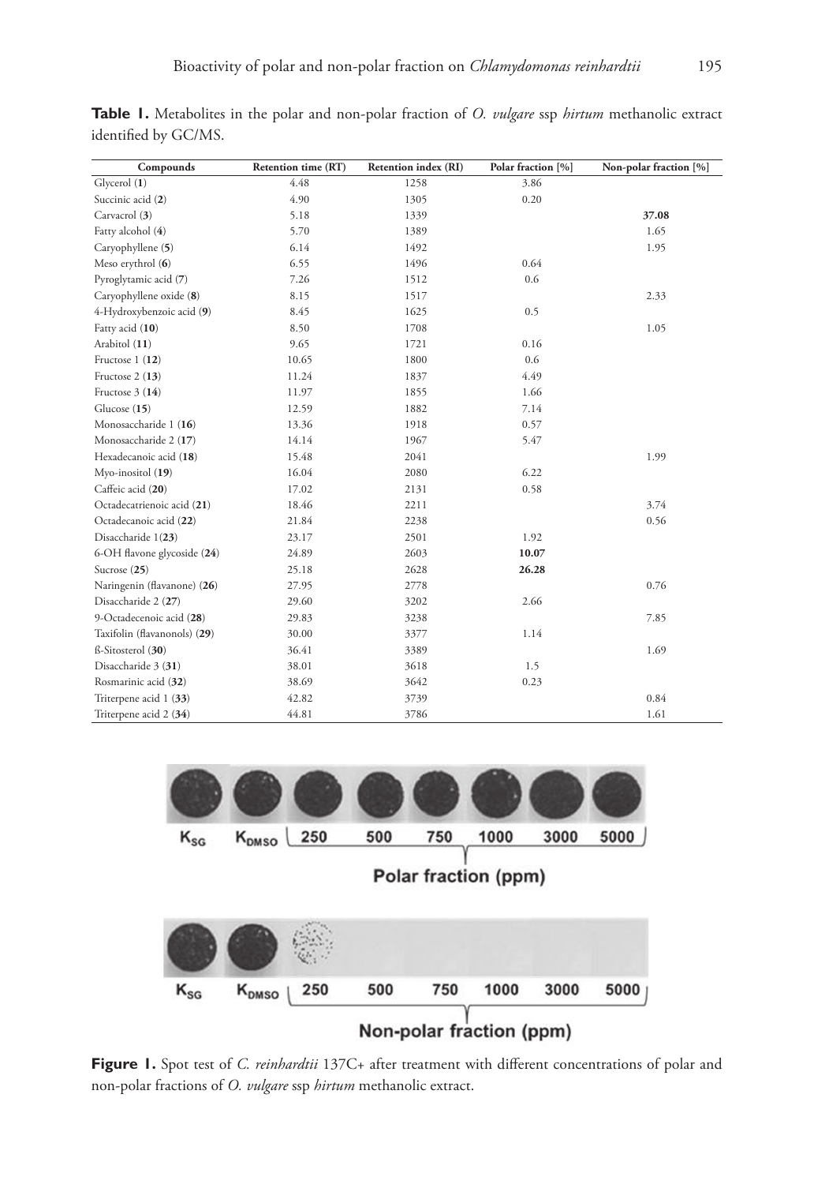**Table 1.** Metabolites in the polar and non-polar fraction of *O. vulgare* ssp *hirtum* methanolic extract identified by GC/MS.

| Compounds | Retention time (RT) | Retention index (RI) | Polar fraction [%] | Non-polar fraction [%] |
|---|---|---|---|---|
| Glycerol (**1**) | 4.48 | 1258 | 3.86 | |
| Succinic acid (**2**) | 4.90 | 1305 | 0.20 | |
| Carvacrol (**3**) | 5.18 | 1339 | | **37.08** |
| Fatty alcohol (**4**) | 5.70 | 1389 | | 1.65 |
| Caryophyllene (**5**) | 6.14 | 1492 | | 1.95 |
| Meso erythrol (**6**) | 6.55 | 1496 | 0.64 | |
| Pyroglytamic acid (**7**) | 7.26 | 1512 | 0.6 | |
| Caryophyllene oxide (**8**) | 8.15 | 1517 | | 2.33 |
| 4-Hydroxybenzoic acid (**9**) | 8.45 | 1625 | 0.5 | |
| Fatty acid (**10**) | 8.50 | 1708 | | 1.05 |
| Arabitol (**11**) | 9.65 | 1721 | 0.16 | |
| Fructose 1 (**12**) | 10.65 | 1800 | 0.6 | |
| Fructose 2 (**13**) | 11.24 | 1837 | 4.49 | |
| Fructose 3 (**14**) | 11.97 | 1855 | 1.66 | |
| Glucose (**15**) | 12.59 | 1882 | 7.14 | |
| Monosaccharide 1 (**16**) | 13.36 | 1918 | 0.57 | |
| Monosaccharide 2 (**17**) | 14.14 | 1967 | 5.47 | |
| Hexadecanoic acid (**18**) | 15.48 | 2041 | | 1.99 |
| Myo-inositol (**19**) | 16.04 | 2080 | 6.22 | |
| Caffeic acid (**20**) | 17.02 | 2131 | 0.58 | |
| Octadecatrienoic acid (**21**) | 18.46 | 2211 | | 3.74 |
| Octadecanoic acid (**22**) | 21.84 | 2238 | | 0.56 |
| Disaccharide 1(**23**) | 23.17 | 2501 | 1.92 | |
| 6-OH flavone glycoside (**24**) | 24.89 | 2603 | **10.07** | |
| Sucrose (**25**) | 25.18 | 2628 | **26.28** | |
| Naringenin (flavanone) (**26**) | 27.95 | 2778 | | 0.76 |
| Disaccharide 2 (**27**) | 29.60 | 3202 | 2.66 | |
| 9-Octadecenoic acid (**28**) | 29.83 | 3238 | | 7.85 |
| Taxifolin (flavanonols) (**29**) | 30.00 | 3377 | 1.14 | |
| ß-Sitosterol (**30**) | 36.41 | 3389 | | 1.69 |
| Disaccharide 3 (**31**) | 38.01 | 3618 | 1.5 | |
| Rosmarinic acid (**32**) | 38.69 | 3642 | 0.23 | |
| Triterpene acid 1 (**33**) | 42.82 | 3739 | | 0.84 |
| Triterpene acid 2 (**34**) | 44.81 | 3786 | | 1.61 |

**Figure 1.** Spot test of *C. reinhardtii* 137C+ after treatment with different concentrations of polar and non-polar fractions of *O. vulgare* ssp *hirtum* methanolic extract.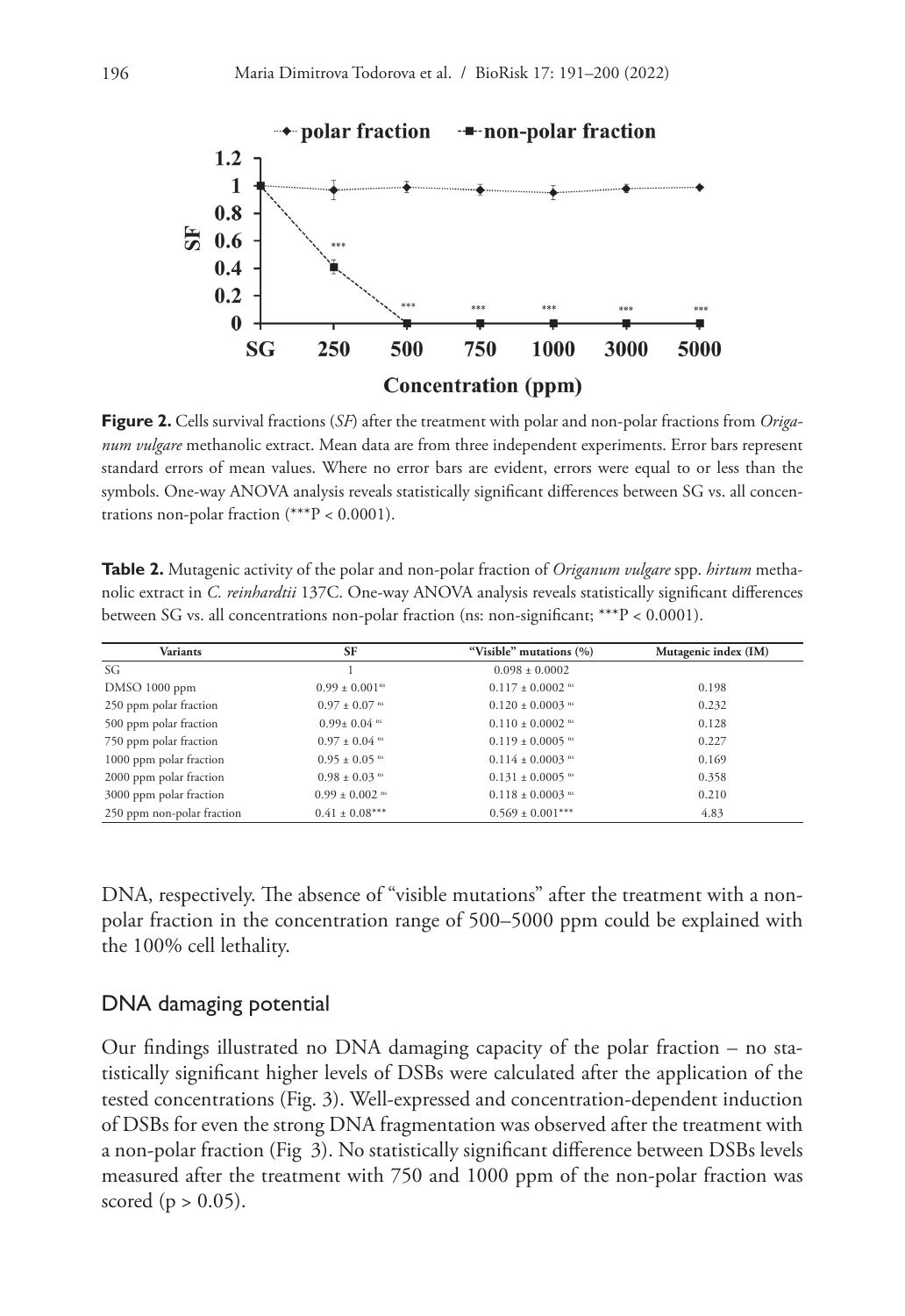**Figure 2.** Cells survival fractions (*SF*) after the treatment with polar and non-polar fractions from *Origanum vulgare* methanolic extract. Mean data are from three independent experiments. Error bars represent standard errors of mean values. Where no error bars are evident, errors were equal to or less than the symbols. One-way ANOVA analysis reveals statistically significant differences between SG vs. all concentrations non-polar fraction (***P < 0.0001).

**Table 2.** Mutagenic activity of the polar and non-polar fraction of *Origanum vulgare* spp. *hirtum* methanolic extract in *C. reinhardtii* 137C. One-way ANOVA analysis reveals statistically significant differences between SG vs. all concentrations non-polar fraction (ns: non-significant; ***P < 0.0001).

| Variants | SF | "Visible" mutations (%) | Mutagenic index (IM) |
|---|---|---|---|
| SG | 1 | 0.098 ± 0.0002 | |
| DMSO 1000 ppm | 0.99 ± 0.001[ns] | 0.117 ± 0.0002 [ns] | 0.198 |
| 250 ppm polar fraction | 0.97 ± 0.07 [ns] | 0.120 ± 0.0003 [ns] | 0.232 |
| 500 ppm polar fraction | 0.99± 0.04 [ns] | 0.110 ± 0.0002 [ns] | 0.128 |
| 750 ppm polar fraction | 0.97 ± 0.04 [ns] | 0.119 ± 0.0005 [ns] | 0.227 |
| 1000 ppm polar fraction | 0.95 ± 0.05 [ns] | 0.114 ± 0.0003 [ns] | 0.169 |
| 2000 ppm polar fraction | 0.98 ± 0.03 [ns] | 0.131 ± 0.0005 [ns] | 0.358 |
| 3000 ppm polar fraction | 0.99 ± 0.002 [ns] | 0.118 ± 0.0003 [ns] | 0.210 |
| 250 ppm non-polar fraction | 0.41 ± 0.08*** | 0.569 ± 0.001*** | 4.83 |

DNA, respectively. The absence of "visible mutations" after the treatment with a non-polar fraction in the concentration range of 500–5000 ppm could be explained with the 100% cell lethality.

## DNA damaging potential

Our findings illustrated no DNA damaging capacity of the polar fraction – no statistically significant higher levels of DSBs were calculated after the application of the tested concentrations (Fig. 3). Well-expressed and concentration-dependent induction of DSBs for even the strong DNA fragmentation was observed after the treatment with a non-polar fraction (Fig 3). No statistically significant difference between DSBs levels measured after the treatment with 750 and 1000 ppm of the non-polar fraction was scored ($p > 0.05$).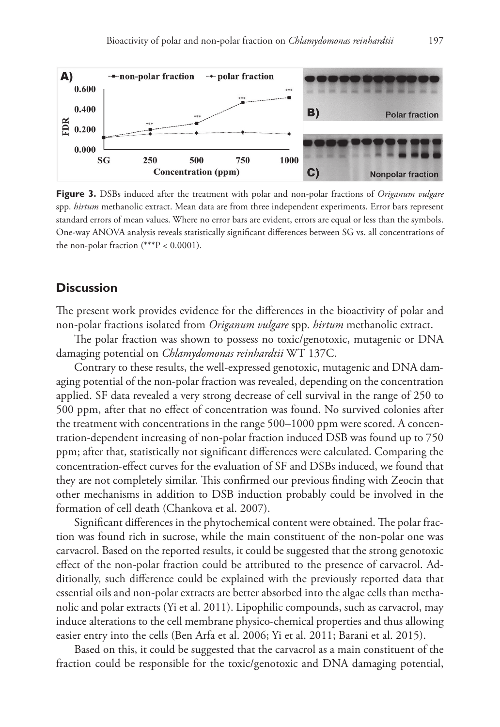**Figure 3.** DSBs induced after the treatment with polar and non-polar fractions of *Origanum vulgare* spp. *hirtum* methanolic extract. Mean data are from three independent experiments. Error bars represent standard errors of mean values. Where no error bars are evident, errors are equal or less than the symbols. One-way ANOVA analysis reveals statistically significant differences between SG vs. all concentrations of the non-polar fraction (***P < 0.0001).

## Discussion

The present work provides evidence for the differences in the bioactivity of polar and non-polar fractions isolated from *Origanum vulgare* spp. *hirtum* methanolic extract.

The polar fraction was shown to possess no toxic/genotoxic, mutagenic or DNA damaging potential on *Chlamydomonas reinhardtii* WT 137C.

Contrary to these results, the well-expressed genotoxic, mutagenic and DNA damaging potential of the non-polar fraction was revealed, depending on the concentration applied. SF data revealed a very strong decrease of cell survival in the range of 250 to 500 ppm, after that no effect of concentration was found. No survived colonies after the treatment with concentrations in the range 500–1000 ppm were scored. A concentration-dependent increasing of non-polar fraction induced DSB was found up to 750 ppm; after that, statistically not significant differences were calculated. Comparing the concentration-effect curves for the evaluation of SF and DSBs induced, we found that they are not completely similar. This confirmed our previous finding with Zeocin that other mechanisms in addition to DSB induction probably could be involved in the formation of cell death (Chankova et al. 2007).

Significant differences in the phytochemical content were obtained. The polar fraction was found rich in sucrose, while the main constituent of the non-polar one was carvacrol. Based on the reported results, it could be suggested that the strong genotoxic effect of the non-polar fraction could be attributed to the presence of carvacrol. Additionally, such difference could be explained with the previously reported data that essential oils and non-polar extracts are better absorbed into the algae cells than methanolic and polar extracts (Yi et al. 2011). Lipophilic compounds, such as carvacrol, may induce alterations to the cell membrane physico-chemical properties and thus allowing easier entry into the cells (Ben Arfa et al. 2006; Yi et al. 2011; Barani et al. 2015).

Based on this, it could be suggested that the carvacrol as a main constituent of the fraction could be responsible for the toxic/genotoxic and DNA damaging potential,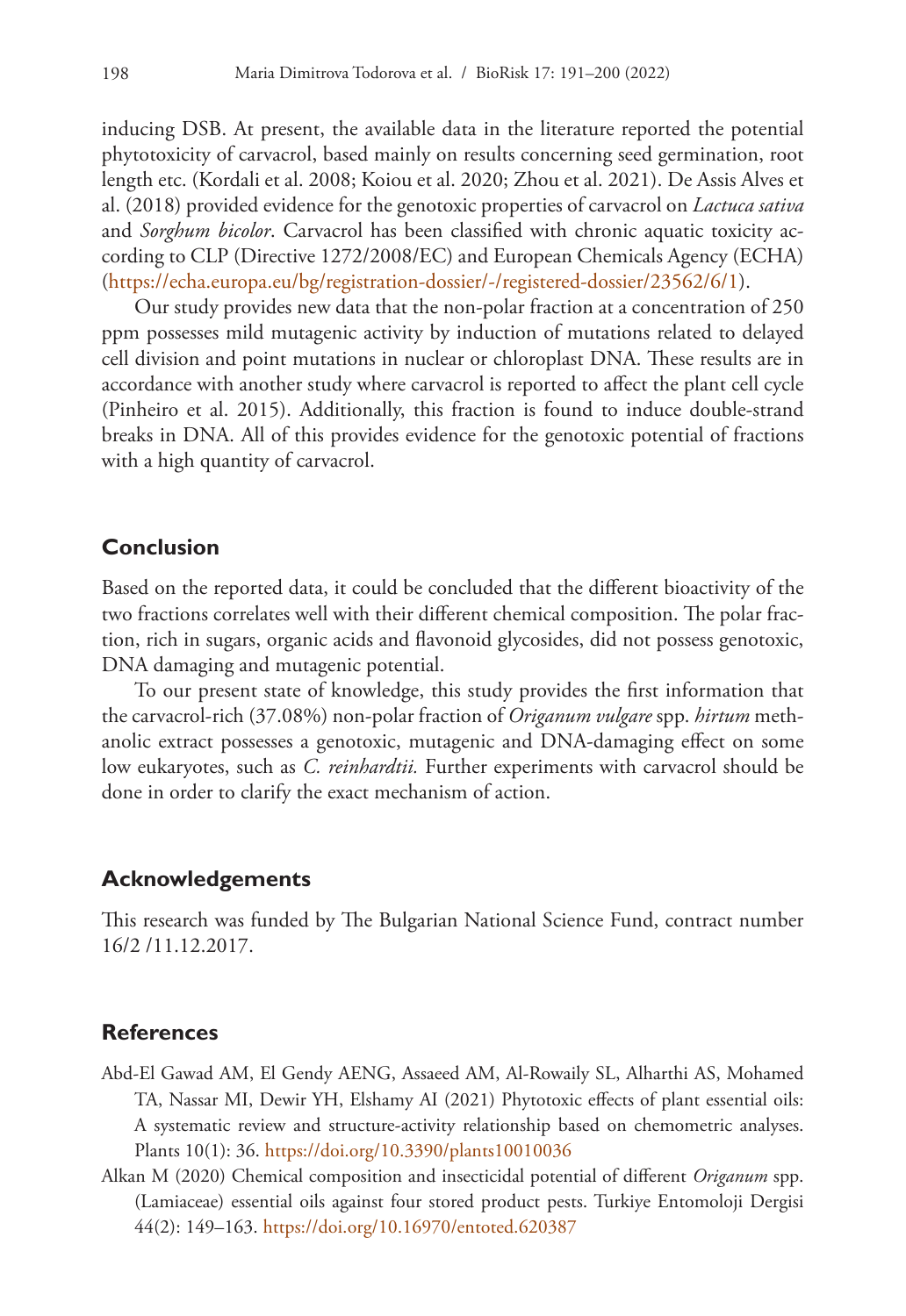inducing DSB. At present, the available data in the literature reported the potential phytotoxicity of carvacrol, based mainly on results concerning seed germination, root length etc. (Kordali et al. 2008; Koiou et al. 2020; Zhou et al. 2021). De Assis Alves et al. (2018) provided evidence for the genotoxic properties of carvacrol on *Lactuca sativa* and *Sorghum bicolor*. Carvacrol has been classified with chronic aquatic toxicity according to CLP (Directive 1272/2008/EC) and European Chemicals Agency (ECHA) (https://echa.europa.eu/bg/registration-dossier/-/registered-dossier/23562/6/1).

Our study provides new data that the non-polar fraction at a concentration of 250 ppm possesses mild mutagenic activity by induction of mutations related to delayed cell division and point mutations in nuclear or chloroplast DNA. These results are in accordance with another study where carvacrol is reported to affect the plant cell cycle (Pinheiro et al. 2015). Additionally, this fraction is found to induce double-strand breaks in DNA. All of this provides evidence for the genotoxic potential of fractions with a high quantity of carvacrol.

## Conclusion

Based on the reported data, it could be concluded that the different bioactivity of the two fractions correlates well with their different chemical composition. The polar fraction, rich in sugars, organic acids and flavonoid glycosides, did not possess genotoxic, DNA damaging and mutagenic potential.

To our present state of knowledge, this study provides the first information that the carvacrol-rich (37.08%) non-polar fraction of *Origanum vulgare* spp. *hirtum* methanolic extract possesses a genotoxic, mutagenic and DNA-damaging effect on some low eukaryotes, such as *C. reinhardtii.* Further experiments with carvacrol should be done in order to clarify the exact mechanism of action.

## Acknowledgements

This research was funded by The Bulgarian National Science Fund, contract number 16/2 /11.12.2017.

## References

Abd-El Gawad AM, El Gendy AENG, Assaeed AM, Al-Rowaily SL, Alharthi AS, Mohamed TA, Nassar MI, Dewir YH, Elshamy AI (2021) Phytotoxic effects of plant essential oils: A systematic review and structure-activity relationship based on chemometric analyses. Plants 10(1): 36. https://doi.org/10.3390/plants10010036

Alkan M (2020) Chemical composition and insecticidal potential of different *Origanum* spp. (Lamiaceae) essential oils against four stored product pests. Turkiye Entomoloji Dergisi 44(2): 149–163. https://doi.org/10.16970/entoted.620387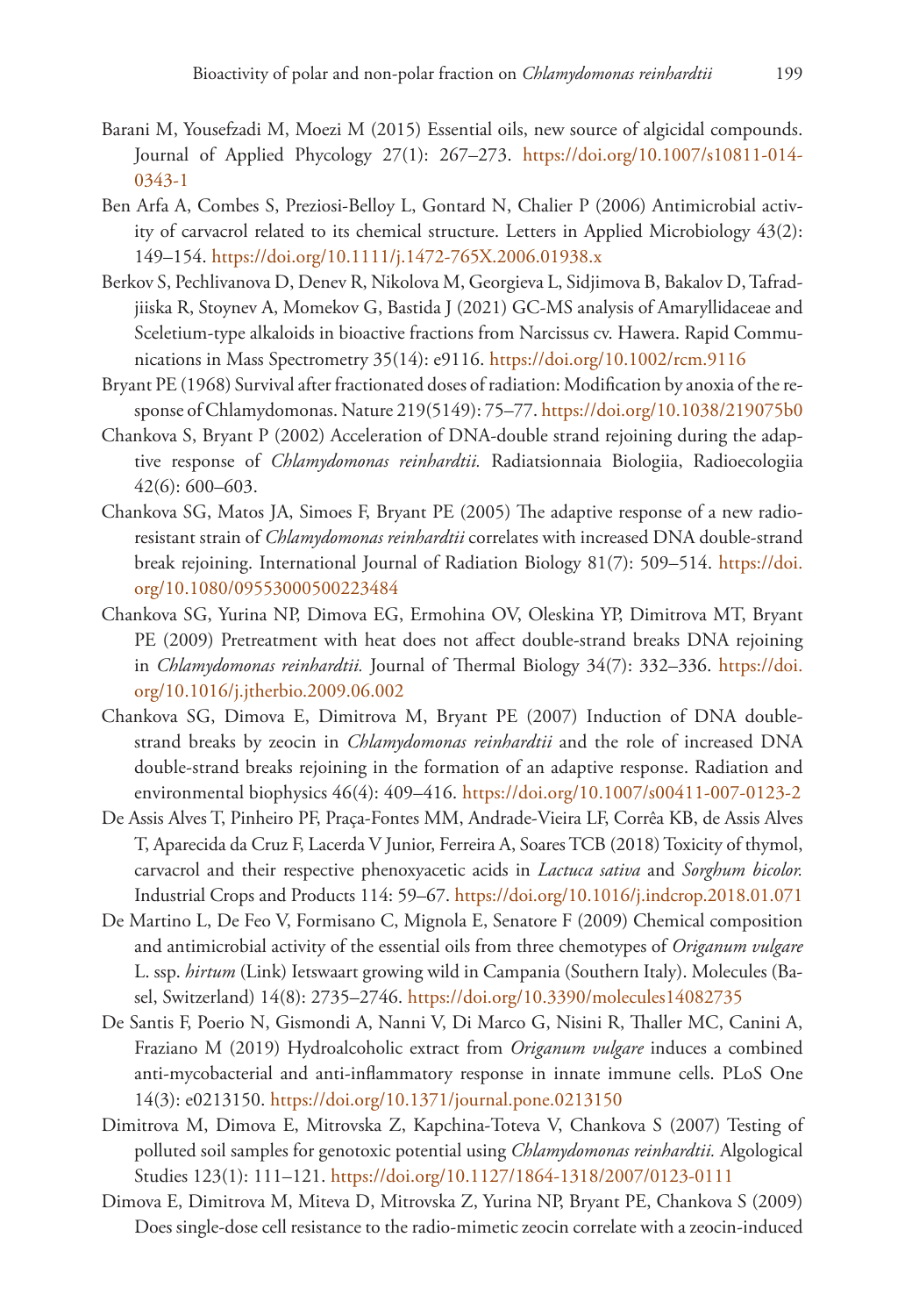Barani M, Yousefzadi M, Moezi M (2015) Essential oils, new source of algicidal compounds. Journal of Applied Phycology 27(1): 267–273. https://doi.org/10.1007/s10811-014-0343-1

Ben Arfa A, Combes S, Preziosi-Belloy L, Gontard N, Chalier P (2006) Antimicrobial activity of carvacrol related to its chemical structure. Letters in Applied Microbiology 43(2): 149–154. https://doi.org/10.1111/j.1472-765X.2006.01938.x

Berkov S, Pechlivanova D, Denev R, Nikolova M, Georgieva L, Sidjimova B, Bakalov D, Tafradjiiska R, Stoynev A, Momekov G, Bastida J (2021) GC-MS analysis of Amaryllidaceae and Sceletium-type alkaloids in bioactive fractions from Narcissus cv. Hawera. Rapid Communications in Mass Spectrometry 35(14): e9116. https://doi.org/10.1002/rcm.9116

Bryant PE (1968) Survival after fractionated doses of radiation: Modification by anoxia of the response of Chlamydomonas. Nature 219(5149): 75–77. https://doi.org/10.1038/219075b0

Chankova S, Bryant P (2002) Acceleration of DNA-double strand rejoining during the adaptive response of *Chlamydomonas reinhardtii.* Radiatsionnaia Biologiia, Radioecologiia 42(6): 600–603.

Chankova SG, Matos JA, Simoes F, Bryant PE (2005) The adaptive response of a new radioresistant strain of *Chlamydomonas reinhardtii* correlates with increased DNA double-strand break rejoining. International Journal of Radiation Biology 81(7): 509–514. https://doi.org/10.1080/09553000500223484

Chankova SG, Yurina NP, Dimova EG, Ermohina OV, Oleskina YP, Dimitrova MT, Bryant PE (2009) Pretreatment with heat does not affect double-strand breaks DNA rejoining in *Chlamydomonas reinhardtii.* Journal of Thermal Biology 34(7): 332–336. https://doi.org/10.1016/j.jtherbio.2009.06.002

Chankova SG, Dimova E, Dimitrova M, Bryant PE (2007) Induction of DNA double-strand breaks by zeocin in *Chlamydomonas reinhardtii* and the role of increased DNA double-strand breaks rejoining in the formation of an adaptive response. Radiation and environmental biophysics 46(4): 409–416. https://doi.org/10.1007/s00411-007-0123-2

De Assis Alves T, Pinheiro PF, Praça-Fontes MM, Andrade-Vieira LF, Corrêa KB, de Assis Alves T, Aparecida da Cruz F, Lacerda V Junior, Ferreira A, Soares TCB (2018) Toxicity of thymol, carvacrol and their respective phenoxyacetic acids in *Lactuca sativa* and *Sorghum bicolor.* Industrial Crops and Products 114: 59–67. https://doi.org/10.1016/j.indcrop.2018.01.071

De Martino L, De Feo V, Formisano C, Mignola E, Senatore F (2009) Chemical composition and antimicrobial activity of the essential oils from three chemotypes of *Origanum vulgare* L. ssp. *hirtum* (Link) Ietswaart growing wild in Campania (Southern Italy). Molecules (Basel, Switzerland) 14(8): 2735–2746. https://doi.org/10.3390/molecules14082735

De Santis F, Poerio N, Gismondi A, Nanni V, Di Marco G, Nisini R, Thaller MC, Canini A, Fraziano M (2019) Hydroalcoholic extract from *Origanum vulgare* induces a combined anti-mycobacterial and anti-inflammatory response in innate immune cells. PLoS One 14(3): e0213150. https://doi.org/10.1371/journal.pone.0213150

Dimitrova M, Dimova E, Mitrovska Z, Kapchina-Toteva V, Chankova S (2007) Testing of polluted soil samples for genotoxic potential using *Chlamydomonas reinhardtii.* Algological Studies 123(1): 111–121. https://doi.org/10.1127/1864-1318/2007/0123-0111

Dimova E, Dimitrova M, Miteva D, Mitrovska Z, Yurina NP, Bryant PE, Chankova S (2009) Does single-dose cell resistance to the radio-mimetic zeocin correlate with a zeocin-induced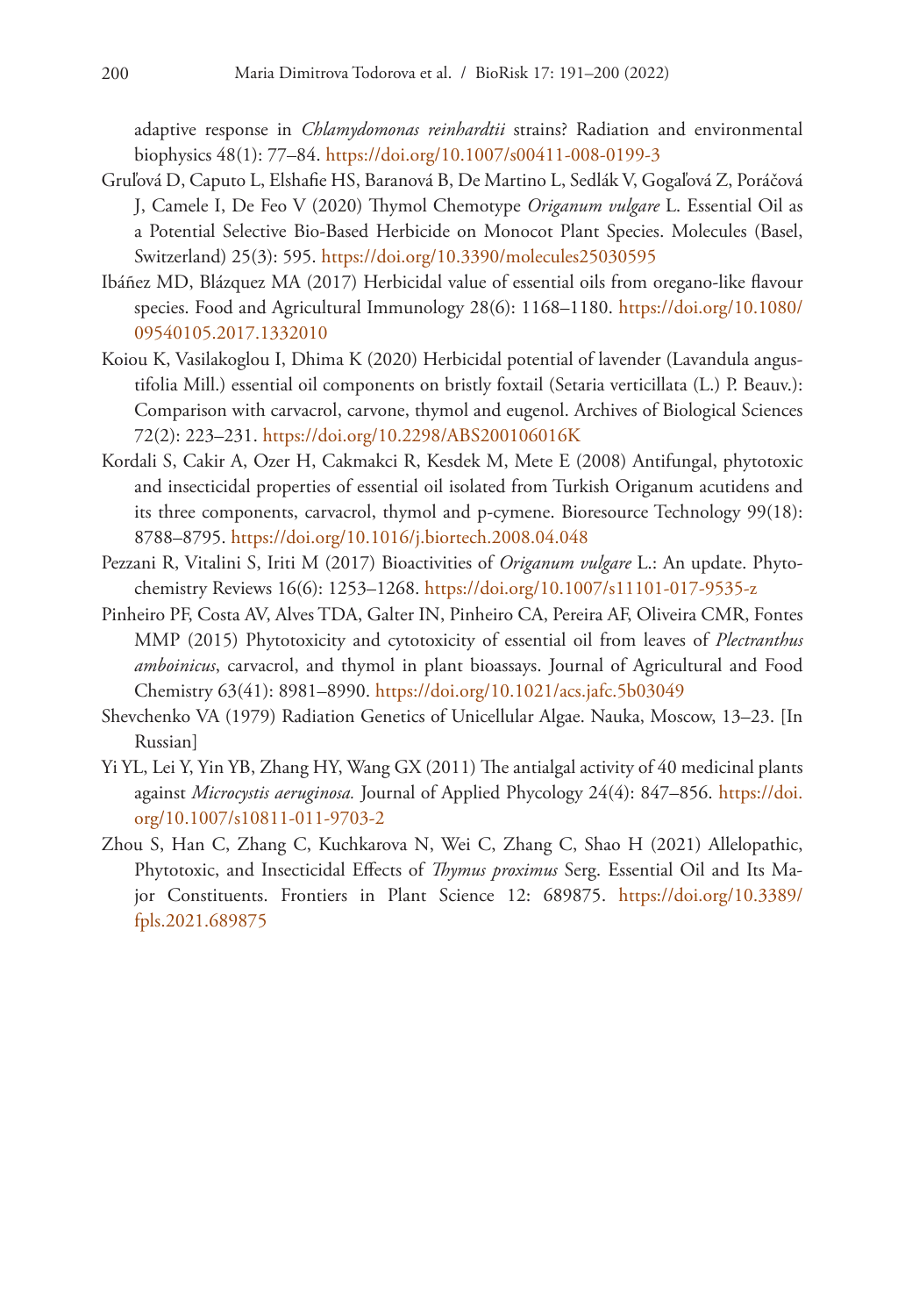adaptive response in *Chlamydomonas reinhardtii* strains? Radiation and environmental biophysics 48(1): 77–84. https://doi.org/10.1007/s00411-008-0199-3

Gruľová D, Caputo L, Elshafie HS, Baranová B, De Martino L, Sedlák V, Gogaľová Z, Poráčová J, Camele I, De Feo V (2020) Thymol Chemotype *Origanum vulgare* L. Essential Oil as a Potential Selective Bio-Based Herbicide on Monocot Plant Species. Molecules (Basel, Switzerland) 25(3): 595. https://doi.org/10.3390/molecules25030595

Ibáñez MD, Blázquez MA (2017) Herbicidal value of essential oils from oregano-like flavour species. Food and Agricultural Immunology 28(6): 1168–1180. https://doi.org/10.1080/09540105.2017.1332010

Koiou K, Vasilakoglou I, Dhima K (2020) Herbicidal potential of lavender (Lavandula angustifolia Mill.) essential oil components on bristly foxtail (Setaria verticillata (L.) P. Beauv.): Comparison with carvacrol, carvone, thymol and eugenol. Archives of Biological Sciences 72(2): 223–231. https://doi.org/10.2298/ABS200106016K

Kordali S, Cakir A, Ozer H, Cakmakci R, Kesdek M, Mete E (2008) Antifungal, phytotoxic and insecticidal properties of essential oil isolated from Turkish Origanum acutidens and its three components, carvacrol, thymol and p-cymene. Bioresource Technology 99(18): 8788–8795. https://doi.org/10.1016/j.biortech.2008.04.048

Pezzani R, Vitalini S, Iriti M (2017) Bioactivities of *Origanum vulgare* L.: An update. Phytochemistry Reviews 16(6): 1253–1268. https://doi.org/10.1007/s11101-017-9535-z

Pinheiro PF, Costa AV, Alves TDA, Galter IN, Pinheiro CA, Pereira AF, Oliveira CMR, Fontes MMP (2015) Phytotoxicity and cytotoxicity of essential oil from leaves of *Plectranthus amboinicus*, carvacrol, and thymol in plant bioassays. Journal of Agricultural and Food Chemistry 63(41): 8981–8990. https://doi.org/10.1021/acs.jafc.5b03049

Shevchenko VA (1979) Radiation Genetics of Unicellular Algae. Nauka, Moscow, 13–23. [In Russian]

Yi YL, Lei Y, Yin YB, Zhang HY, Wang GX (2011) The antialgal activity of 40 medicinal plants against *Microcystis aeruginosa.* Journal of Applied Phycology 24(4): 847–856. https://doi.org/10.1007/s10811-011-9703-2

Zhou S, Han C, Zhang C, Kuchkarova N, Wei C, Zhang C, Shao H (2021) Allelopathic, Phytotoxic, and Insecticidal Effects of *Thymus proximus* Serg. Essential Oil and Its Major Constituents. Frontiers in Plant Science 12: 689875. https://doi.org/10.3389/fpls.2021.689875